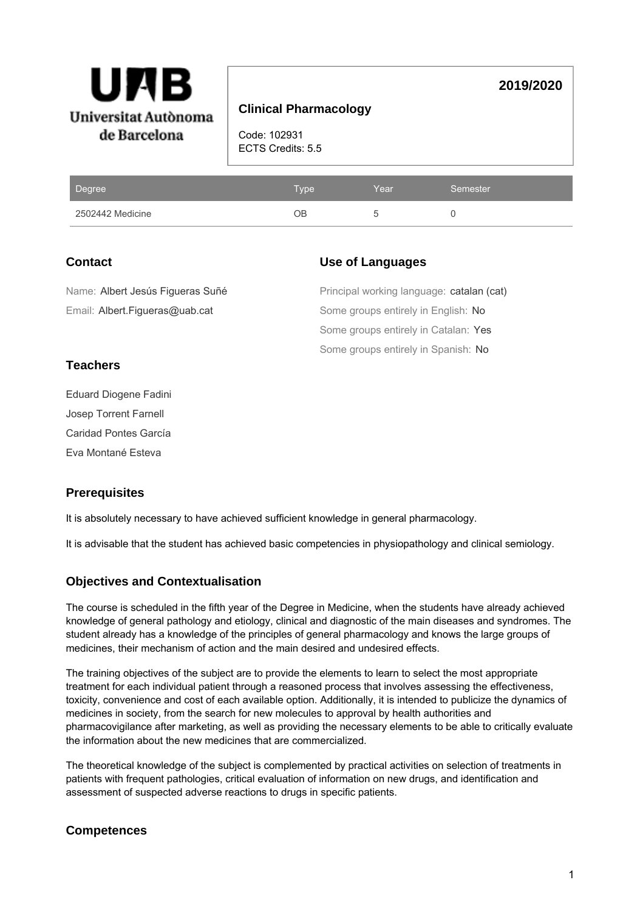**2019/2020**

# Clinical Pharmacology

Code: 102931
ECTS Credits: 5.5

| Degree | Type | Year | Semester |
| --- | --- | --- | --- |
| 2502442 Medicine | OB | 5 | 0 |

## Contact

Name: Albert Jesús Figueras Suñé

Email: Albert.Figueras@uab.cat

## Use of Languages

Principal working language: catalan (cat)

Some groups entirely in English: No

Some groups entirely in Catalan: Yes

Some groups entirely in Spanish: No

## Teachers

Eduard Diogene Fadini

Josep Torrent Farnell

Caridad Pontes García

Eva Montané Esteva

## Prerequisites

It is absolutely necessary to have achieved sufficient knowledge in general pharmacology.

It is advisable that the student has achieved basic competencies in physiopathology and clinical semiology.

## Objectives and Contextualisation

The course is scheduled in the fifth year of the Degree in Medicine, when the students have already achieved knowledge of general pathology and etiology, clinical and diagnostic of the main diseases and syndromes. The student already has a knowledge of the principles of general pharmacology and knows the large groups of medicines, their mechanism of action and the main desired and undesired effects.

The training objectives of the subject are to provide the elements to learn to select the most appropriate treatment for each individual patient through a reasoned process that involves assessing the effectiveness, toxicity, convenience and cost of each available option. Additionally, it is intended to publicize the dynamics of medicines in society, from the search for new molecules to approval by health authorities and pharmacovigilance after marketing, as well as providing the necessary elements to be able to critically evaluate the information about the new medicines that are commercialized.

The theoretical knowledge of the subject is complemented by practical activities on selection of treatments in patients with frequent pathologies, critical evaluation of information on new drugs, and identification and assessment of suspected adverse reactions to drugs in specific patients.

## Competences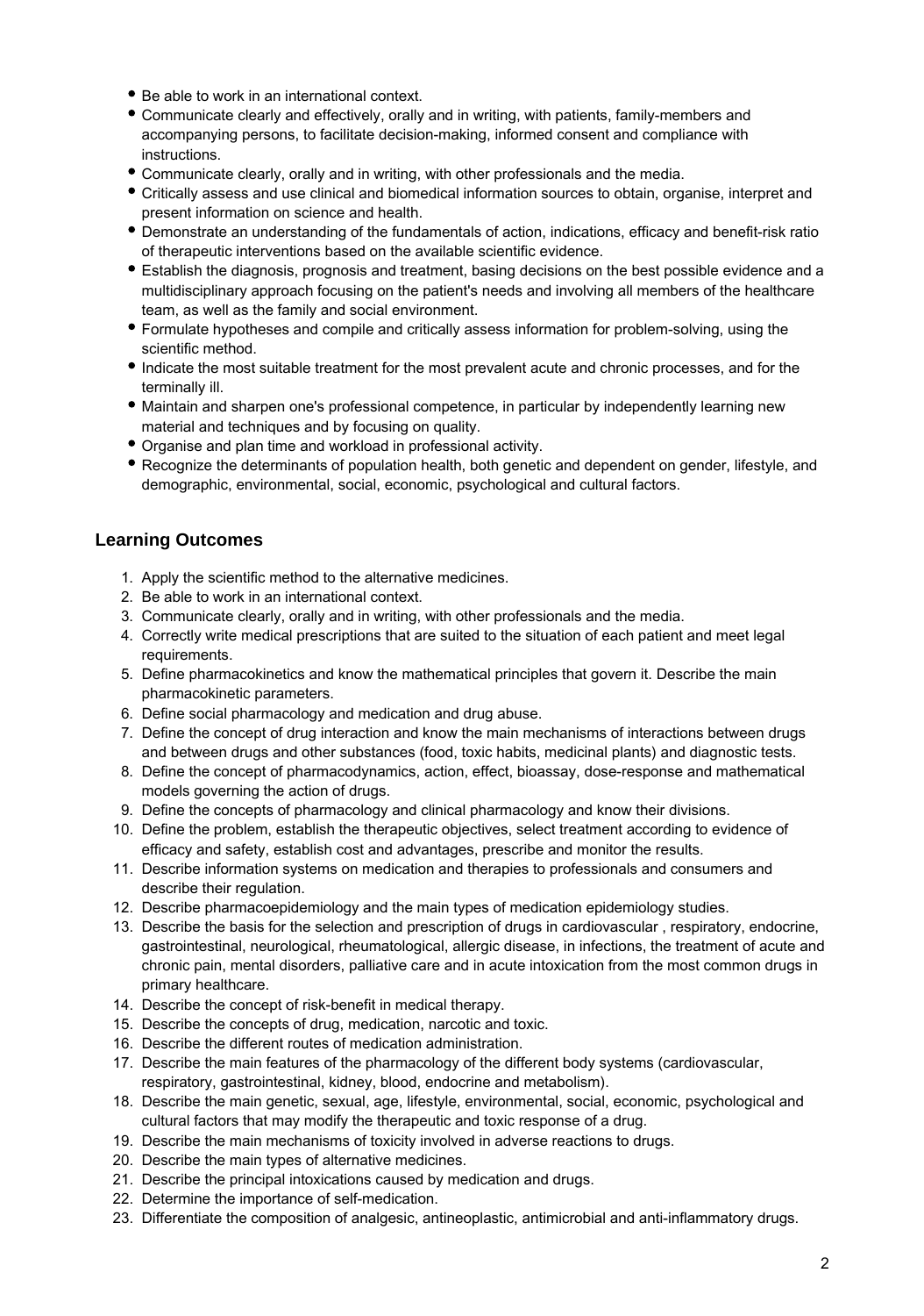- Be able to work in an international context.
- Communicate clearly and effectively, orally and in writing, with patients, family-members and accompanying persons, to facilitate decision-making, informed consent and compliance with instructions.
- Communicate clearly, orally and in writing, with other professionals and the media.
- Critically assess and use clinical and biomedical information sources to obtain, organise, interpret and present information on science and health.
- Demonstrate an understanding of the fundamentals of action, indications, efficacy and benefit-risk ratio of therapeutic interventions based on the available scientific evidence.
- Establish the diagnosis, prognosis and treatment, basing decisions on the best possible evidence and a multidisciplinary approach focusing on the patient's needs and involving all members of the healthcare team, as well as the family and social environment.
- Formulate hypotheses and compile and critically assess information for problem-solving, using the scientific method.
- Indicate the most suitable treatment for the most prevalent acute and chronic processes, and for the terminally ill.
- Maintain and sharpen one's professional competence, in particular by independently learning new material and techniques and by focusing on quality.
- Organise and plan time and workload in professional activity.
- Recognize the determinants of population health, both genetic and dependent on gender, lifestyle, and demographic, environmental, social, economic, psychological and cultural factors.

## Learning Outcomes

1. Apply the scientific method to the alternative medicines.
2. Be able to work in an international context.
3. Communicate clearly, orally and in writing, with other professionals and the media.
4. Correctly write medical prescriptions that are suited to the situation of each patient and meet legal requirements.
5. Define pharmacokinetics and know the mathematical principles that govern it. Describe the main pharmacokinetic parameters.
6. Define social pharmacology and medication and drug abuse.
7. Define the concept of drug interaction and know the main mechanisms of interactions between drugs and between drugs and other substances (food, toxic habits, medicinal plants) and diagnostic tests.
8. Define the concept of pharmacodynamics, action, effect, bioassay, dose-response and mathematical models governing the action of drugs.
9. Define the concepts of pharmacology and clinical pharmacology and know their divisions.
10. Define the problem, establish the therapeutic objectives, select treatment according to evidence of efficacy and safety, establish cost and advantages, prescribe and monitor the results.
11. Describe information systems on medication and therapies to professionals and consumers and describe their regulation.
12. Describe pharmacoepidemiology and the main types of medication epidemiology studies.
13. Describe the basis for the selection and prescription of drugs in cardiovascular , respiratory, endocrine, gastrointestinal, neurological, rheumatological, allergic disease, in infections, the treatment of acute and chronic pain, mental disorders, palliative care and in acute intoxication from the most common drugs in primary healthcare.
14. Describe the concept of risk-benefit in medical therapy.
15. Describe the concepts of drug, medication, narcotic and toxic.
16. Describe the different routes of medication administration.
17. Describe the main features of the pharmacology of the different body systems (cardiovascular, respiratory, gastrointestinal, kidney, blood, endocrine and metabolism).
18. Describe the main genetic, sexual, age, lifestyle, environmental, social, economic, psychological and cultural factors that may modify the therapeutic and toxic response of a drug.
19. Describe the main mechanisms of toxicity involved in adverse reactions to drugs.
20. Describe the main types of alternative medicines.
21. Describe the principal intoxications caused by medication and drugs.
22. Determine the importance of self-medication.
23. Differentiate the composition of analgesic, antineoplastic, antimicrobial and anti-inflammatory drugs.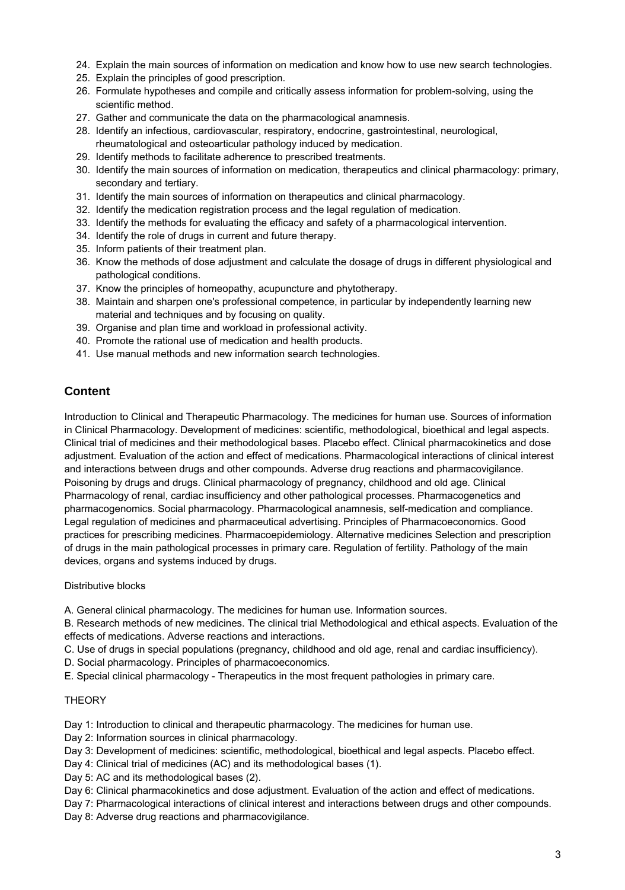24. Explain the main sources of information on medication and know how to use new search technologies.
25. Explain the principles of good prescription.
26. Formulate hypotheses and compile and critically assess information for problem-solving, using the scientific method.
27. Gather and communicate the data on the pharmacological anamnesis.
28. Identify an infectious, cardiovascular, respiratory, endocrine, gastrointestinal, neurological, rheumatological and osteoarticular pathology induced by medication.
29. Identify methods to facilitate adherence to prescribed treatments.
30. Identify the main sources of information on medication, therapeutics and clinical pharmacology: primary, secondary and tertiary.
31. Identify the main sources of information on therapeutics and clinical pharmacology.
32. Identify the medication registration process and the legal regulation of medication.
33. Identify the methods for evaluating the efficacy and safety of a pharmacological intervention.
34. Identify the role of drugs in current and future therapy.
35. Inform patients of their treatment plan.
36. Know the methods of dose adjustment and calculate the dosage of drugs in different physiological and pathological conditions.
37. Know the principles of homeopathy, acupuncture and phytotherapy.
38. Maintain and sharpen one's professional competence, in particular by independently learning new material and techniques and by focusing on quality.
39. Organise and plan time and workload in professional activity.
40. Promote the rational use of medication and health products.
41. Use manual methods and new information search technologies.

## Content

Introduction to Clinical and Therapeutic Pharmacology. The medicines for human use. Sources of information in Clinical Pharmacology. Development of medicines: scientific, methodological, bioethical and legal aspects. Clinical trial of medicines and their methodological bases. Placebo effect. Clinical pharmacokinetics and dose adjustment. Evaluation of the action and effect of medications. Pharmacological interactions of clinical interest and interactions between drugs and other compounds. Adverse drug reactions and pharmacovigilance. Poisoning by drugs and drugs. Clinical pharmacology of pregnancy, childhood and old age. Clinical Pharmacology of renal, cardiac insufficiency and other pathological processes. Pharmacogenetics and pharmacogenomics. Social pharmacology. Pharmacological anamnesis, self-medication and compliance. Legal regulation of medicines and pharmaceutical advertising. Principles of Pharmacoeconomics. Good practices for prescribing medicines. Pharmacoepidemiology. Alternative medicines Selection and prescription of drugs in the main pathological processes in primary care. Regulation of fertility. Pathology of the main devices, organs and systems induced by drugs.

Distributive blocks

A. General clinical pharmacology. The medicines for human use. Information sources.

B. Research methods of new medicines. The clinical trial Methodological and ethical aspects. Evaluation of the effects of medications. Adverse reactions and interactions.

C. Use of drugs in special populations (pregnancy, childhood and old age, renal and cardiac insufficiency).

D. Social pharmacology. Principles of pharmacoeconomics.

E. Special clinical pharmacology - Therapeutics in the most frequent pathologies in primary care.

THEORY

Day 1: Introduction to clinical and therapeutic pharmacology. The medicines for human use.

Day 2: Information sources in clinical pharmacology.

Day 3: Development of medicines: scientific, methodological, bioethical and legal aspects. Placebo effect.

Day 4: Clinical trial of medicines (AC) and its methodological bases (1).

Day 5: AC and its methodological bases (2).

Day 6: Clinical pharmacokinetics and dose adjustment. Evaluation of the action and effect of medications.

Day 7: Pharmacological interactions of clinical interest and interactions between drugs and other compounds.

Day 8: Adverse drug reactions and pharmacovigilance.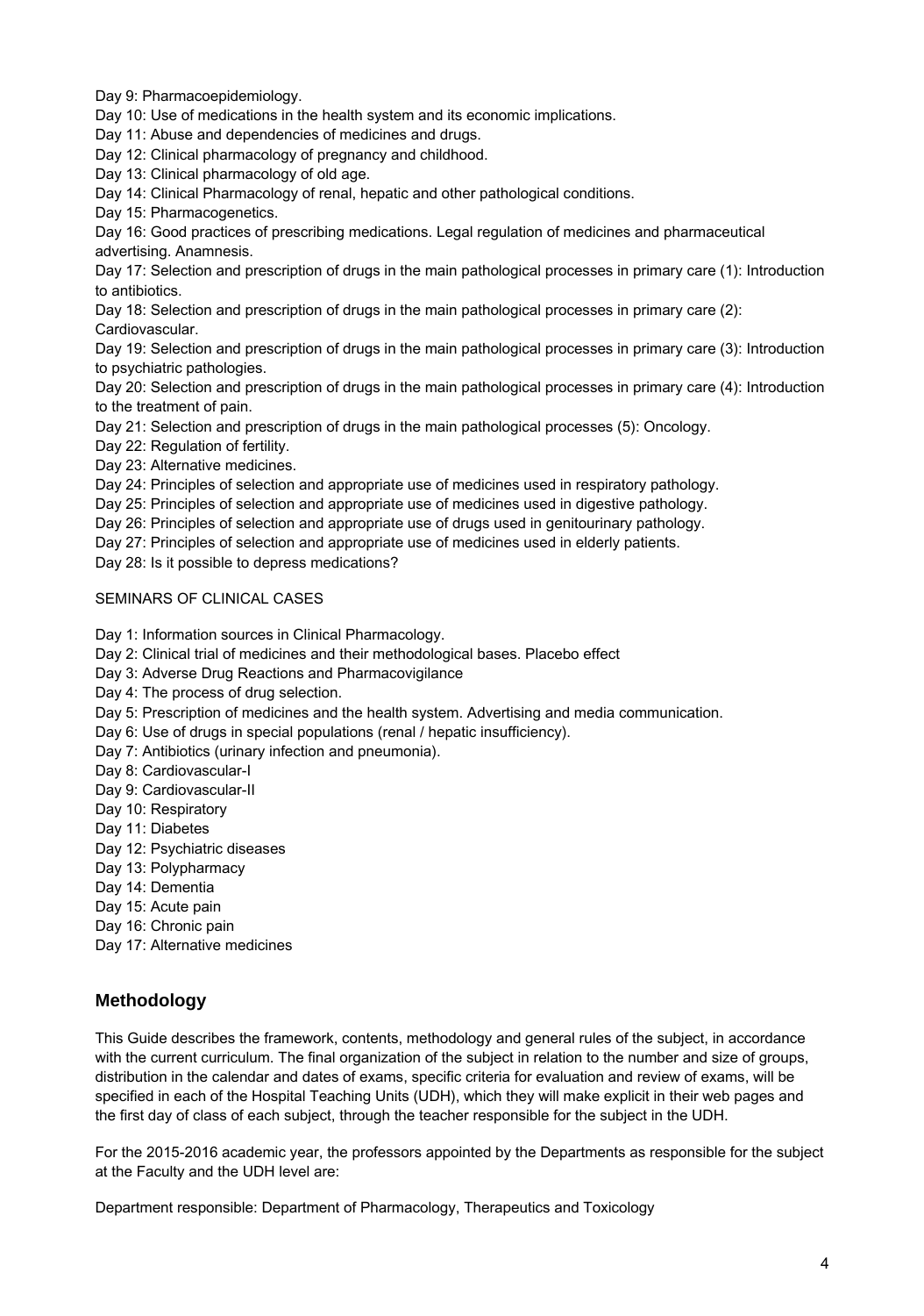Day 9: Pharmacoepidemiology.

Day 10: Use of medications in the health system and its economic implications.

Day 11: Abuse and dependencies of medicines and drugs.

Day 12: Clinical pharmacology of pregnancy and childhood.

Day 13: Clinical pharmacology of old age.

Day 14: Clinical Pharmacology of renal, hepatic and other pathological conditions.

Day 15: Pharmacogenetics.

Day 16: Good practices of prescribing medications. Legal regulation of medicines and pharmaceutical advertising. Anamnesis.

Day 17: Selection and prescription of drugs in the main pathological processes in primary care (1): Introduction to antibiotics.

Day 18: Selection and prescription of drugs in the main pathological processes in primary care (2): Cardiovascular.

Day 19: Selection and prescription of drugs in the main pathological processes in primary care (3): Introduction to psychiatric pathologies.

Day 20: Selection and prescription of drugs in the main pathological processes in primary care (4): Introduction to the treatment of pain.

Day 21: Selection and prescription of drugs in the main pathological processes (5): Oncology.

Day 22: Regulation of fertility.

Day 23: Alternative medicines.

Day 24: Principles of selection and appropriate use of medicines used in respiratory pathology.

Day 25: Principles of selection and appropriate use of medicines used in digestive pathology.

Day 26: Principles of selection and appropriate use of drugs used in genitourinary pathology.

Day 27: Principles of selection and appropriate use of medicines used in elderly patients.

Day 28: Is it possible to depress medications?

SEMINARS OF CLINICAL CASES

Day 1: Information sources in Clinical Pharmacology.

Day 2: Clinical trial of medicines and their methodological bases. Placebo effect

Day 3: Adverse Drug Reactions and Pharmacovigilance

Day 4: The process of drug selection.

Day 5: Prescription of medicines and the health system. Advertising and media communication.

Day 6: Use of drugs in special populations (renal / hepatic insufficiency).

Day 7: Antibiotics (urinary infection and pneumonia).

Day 8: Cardiovascular-I

Day 9: Cardiovascular-II

Day 10: Respiratory

Day 11: Diabetes

Day 12: Psychiatric diseases

Day 13: Polypharmacy

Day 14: Dementia

Day 15: Acute pain

Day 16: Chronic pain

Day 17: Alternative medicines

## Methodology

This Guide describes the framework, contents, methodology and general rules of the subject, in accordance with the current curriculum. The final organization of the subject in relation to the number and size of groups, distribution in the calendar and dates of exams, specific criteria for evaluation and review of exams, will be specified in each of the Hospital Teaching Units (UDH), which they will make explicit in their web pages and the first day of class of each subject, through the teacher responsible for the subject in the UDH.

For the 2015-2016 academic year, the professors appointed by the Departments as responsible for the subject at the Faculty and the UDH level are:

Department responsible: Department of Pharmacology, Therapeutics and Toxicology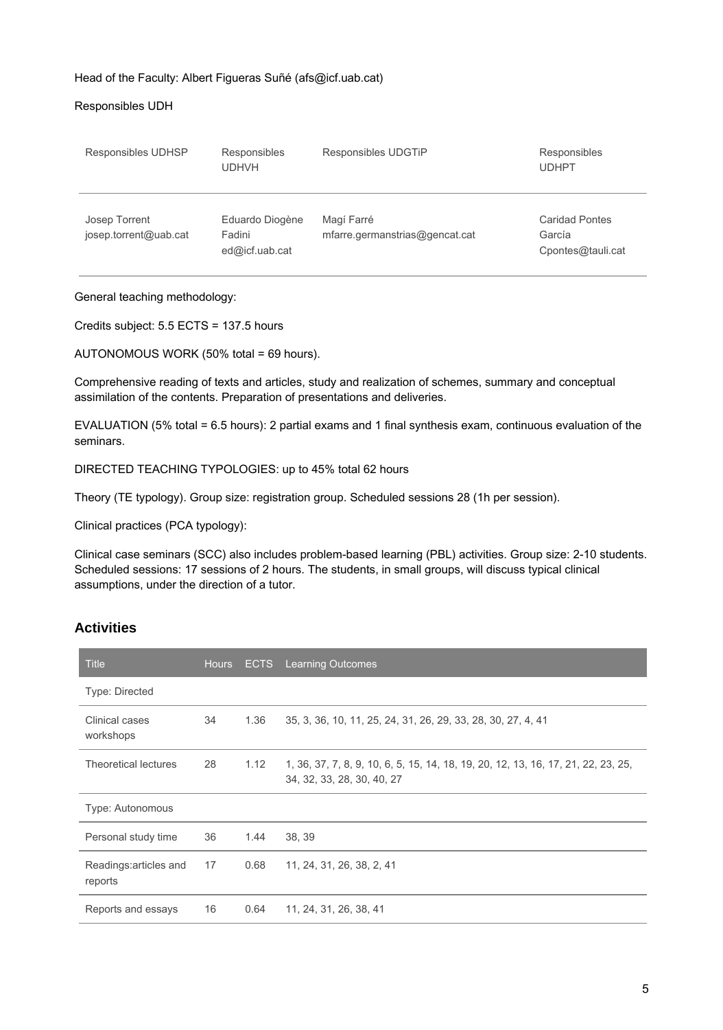Head of the Faculty: Albert Figueras Suñé (afs@icf.uab.cat)

Responsibles UDH

| Responsibles UDHSP | Responsibles UDHVH | Responsibles UDGTiP | Responsibles UDHPT |
|---|---|---|---|
| Josep Torrent<br>josep.torrent@uab.cat | Eduardo Diogène Fadini<br>ed@icf.uab.cat | Magí Farré<br>mfarre.germanstrias@gencat.cat | Caridad Pontes García<br>Cpontes@tauli.cat |

General teaching methodology:

Credits subject: 5.5 ECTS = 137.5 hours

AUTONOMOUS WORK (50% total = 69 hours).

Comprehensive reading of texts and articles, study and realization of schemes, summary and conceptual assimilation of the contents. Preparation of presentations and deliveries.

EVALUATION (5% total = 6.5 hours): 2 partial exams and 1 final synthesis exam, continuous evaluation of the seminars.

DIRECTED TEACHING TYPOLOGIES: up to 45% total 62 hours

Theory (TE typology). Group size: registration group. Scheduled sessions 28 (1h per session).

Clinical practices (PCA typology):

Clinical case seminars (SCC) also includes problem-based learning (PBL) activities. Group size: 2-10 students. Scheduled sessions: 17 sessions of 2 hours. The students, in small groups, will discuss typical clinical assumptions, under the direction of a tutor.

## Activities

| Title | Hours | ECTS | Learning Outcomes |
|---|---|---|---|
| Type: Directed | | | |
| Clinical cases workshops | 34 | 1.36 | 35, 3, 36, 10, 11, 25, 24, 31, 26, 29, 33, 28, 30, 27, 4, 41 |
| Theoretical lectures | 28 | 1.12 | 1, 36, 37, 7, 8, 9, 10, 6, 5, 15, 14, 18, 19, 20, 12, 13, 16, 17, 21, 22, 23, 25, 34, 32, 33, 28, 30, 40, 27 |
| Type: Autonomous | | | |
| Personal study time | 36 | 1.44 | 38, 39 |
| Readings:articles and reports | 17 | 0.68 | 11, 24, 31, 26, 38, 2, 41 |
| Reports and essays | 16 | 0.64 | 11, 24, 31, 26, 38, 41 |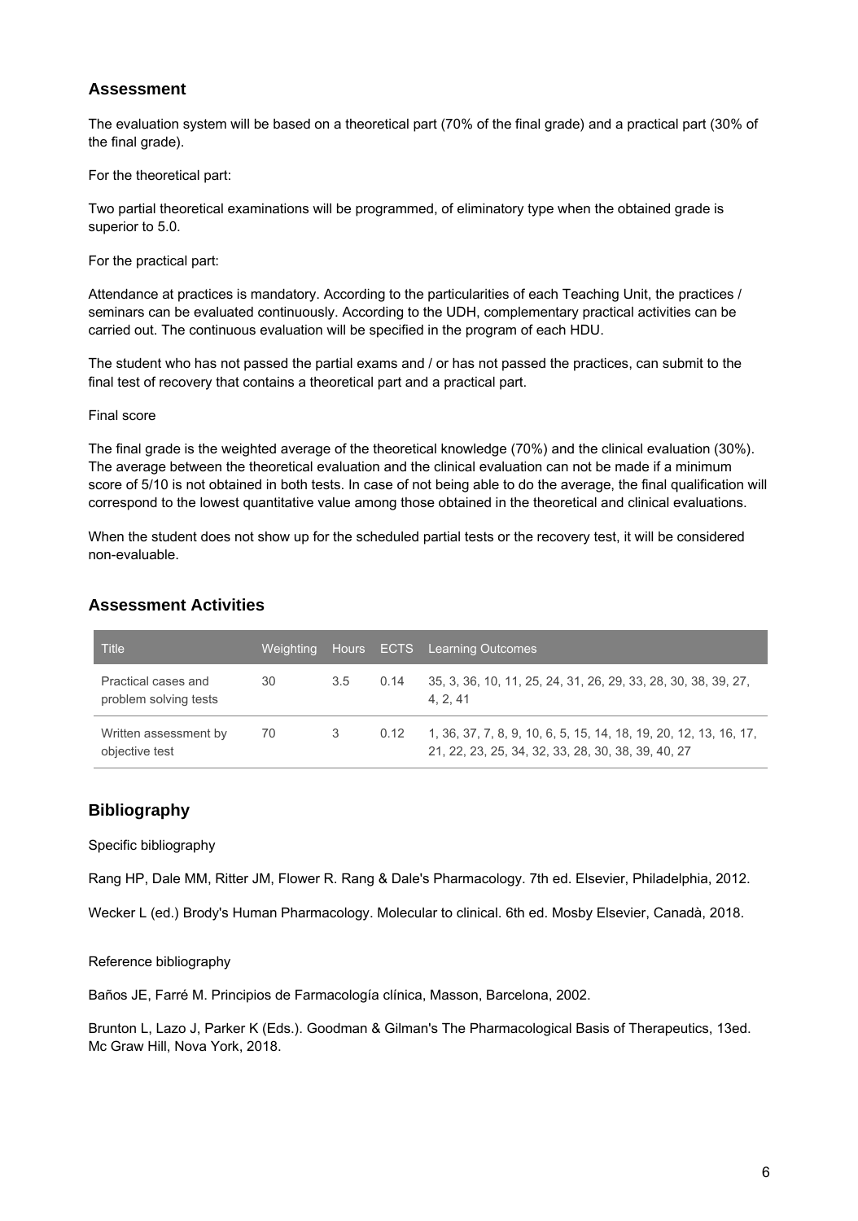## Assessment

The evaluation system will be based on a theoretical part (70% of the final grade) and a practical part (30% of the final grade).

For the theoretical part:

Two partial theoretical examinations will be programmed, of eliminatory type when the obtained grade is superior to 5.0.

For the practical part:

Attendance at practices is mandatory. According to the particularities of each Teaching Unit, the practices / seminars can be evaluated continuously. According to the UDH, complementary practical activities can be carried out. The continuous evaluation will be specified in the program of each HDU.

The student who has not passed the partial exams and / or has not passed the practices, can submit to the final test of recovery that contains a theoretical part and a practical part.

Final score

The final grade is the weighted average of the theoretical knowledge (70%) and the clinical evaluation (30%). The average between the theoretical evaluation and the clinical evaluation can not be made if a minimum score of 5/10 is not obtained in both tests. In case of not being able to do the average, the final qualification will correspond to the lowest quantitative value among those obtained in the theoretical and clinical evaluations.

When the student does not show up for the scheduled partial tests or the recovery test, it will be considered non-evaluable.

## Assessment Activities

| Title | Weighting | Hours | ECTS | Learning Outcomes |
|---|---|---|---|---|
| Practical cases and problem solving tests | 30 | 3.5 | 0.14 | 35, 3, 36, 10, 11, 25, 24, 31, 26, 29, 33, 28, 30, 38, 39, 27, 4, 2, 41 |
| Written assessment by objective test | 70 | 3 | 0.12 | 1, 36, 37, 7, 8, 9, 10, 6, 5, 15, 14, 18, 19, 20, 12, 13, 16, 17, 21, 22, 23, 25, 34, 32, 33, 28, 30, 38, 39, 40, 27 |

## Bibliography

Specific bibliography

Rang HP, Dale MM, Ritter JM, Flower R. Rang & Dale's Pharmacology. 7th ed. Elsevier, Philadelphia, 2012.

Wecker L (ed.) Brody's Human Pharmacology. Molecular to clinical. 6th ed. Mosby Elsevier, Canadà, 2018.

Reference bibliography

Baños JE, Farré M. Principios de Farmacología clínica, Masson, Barcelona, 2002.

Brunton L, Lazo J, Parker K (Eds.). Goodman & Gilman's The Pharmacological Basis of Therapeutics, 13ed. Mc Graw Hill, Nova York, 2018.